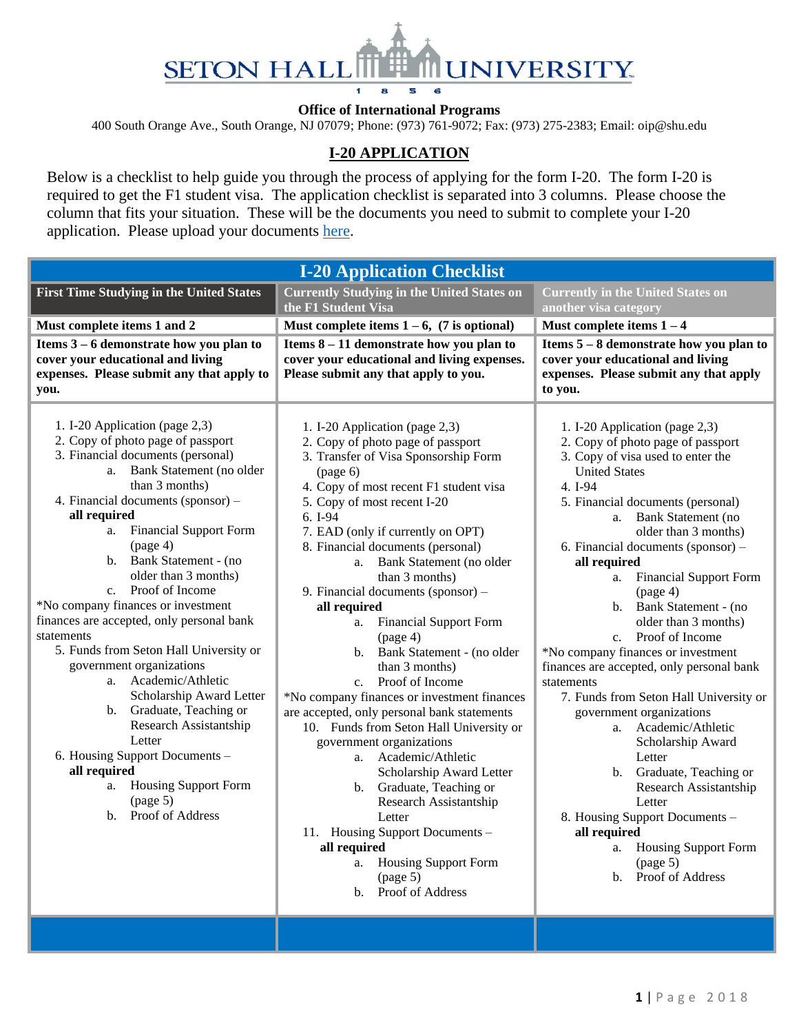# SETON HALL UNIVERSITY

**Office of International Programs**

400 South Orange Ave., South Orange, NJ 07079; Phone: (973) 761-9072; Fax: (973) 275-2383; Email: oip@shu.edu

## I-20 APPLICATION

Below is a checklist to help guide you through the process of applying for the form I-20. The form I-20 is required to get the F1 student visa. The application checklist is separated into 3 columns. Please choose the column that fits your situation. These will be the documents you need to submit to complete your I-20 application. Please upload your documents here.

## I-20 Application Checklist

| First Time Studying in the United States | Currently Studying in the United States on the F1 Student Visa | Currently in the United States on another visa category |
|---|---|---|
| **Must complete items 1 and 2** | **Must complete items 1 – 6, (7 is optional)** | **Must complete items 1 – 4** |
| **Items 3 – 6 demonstrate how you plan to cover your educational and living expenses. Please submit any that apply to you.** | **Items 8 – 11 demonstrate how you plan to cover your educational and living expenses. Please submit any that apply to you.** | **Items 5 – 8 demonstrate how you plan to cover your educational and living expenses. Please submit any that apply to you.** |
| 1. I-20 Application (page 2,3)<br>2. Copy of photo page of passport<br>3. Financial documents (personal)<br>a. Bank Statement (no older than 3 months)<br>4. Financial documents (sponsor) – **all required**<br>a. Financial Support Form (page 4)<br>b. Bank Statement - (no older than 3 months)<br>c. Proof of Income<br>*No company finances or investment finances are accepted, only personal bank statements<br>5. Funds from Seton Hall University or government organizations<br>a. Academic/Athletic Scholarship Award Letter<br>b. Graduate, Teaching or Research Assistantship Letter<br>6. Housing Support Documents – **all required**<br>a. Housing Support Form (page 5)<br>b. Proof of Address | 1. I-20 Application (page 2,3)<br>2. Copy of photo page of passport<br>3. Transfer of Visa Sponsorship Form (page 6)<br>4. Copy of most recent F1 student visa<br>5. Copy of most recent I-20<br>6. I-94<br>7. EAD (only if currently on OPT)<br>8. Financial documents (personal)<br>a. Bank Statement (no older than 3 months)<br>9. Financial documents (sponsor) – **all required**<br>a. Financial Support Form (page 4)<br>b. Bank Statement - (no older than 3 months)<br>c. Proof of Income<br>*No company finances or investment finances are accepted, only personal bank statements<br>10. Funds from Seton Hall University or government organizations<br>a. Academic/Athletic Scholarship Award Letter<br>b. Graduate, Teaching or Research Assistantship Letter<br>11. Housing Support Documents – **all required**<br>a. Housing Support Form (page 5)<br>b. Proof of Address | 1. I-20 Application (page 2,3)<br>2. Copy of photo page of passport<br>3. Copy of visa used to enter the United States<br>4. I-94<br>5. Financial documents (personal)<br>a. Bank Statement (no older than 3 months)<br>6. Financial documents (sponsor) – **all required**<br>a. Financial Support Form (page 4)<br>b. Bank Statement - (no older than 3 months)<br>c. Proof of Income<br>*No company finances or investment finances are accepted, only personal bank statements<br>7. Funds from Seton Hall University or government organizations<br>a. Academic/Athletic Scholarship Award Letter<br>b. Graduate, Teaching or Research Assistantship Letter<br>8. Housing Support Documents – **all required**<br>a. Housing Support Form (page 5)<br>b. Proof of Address |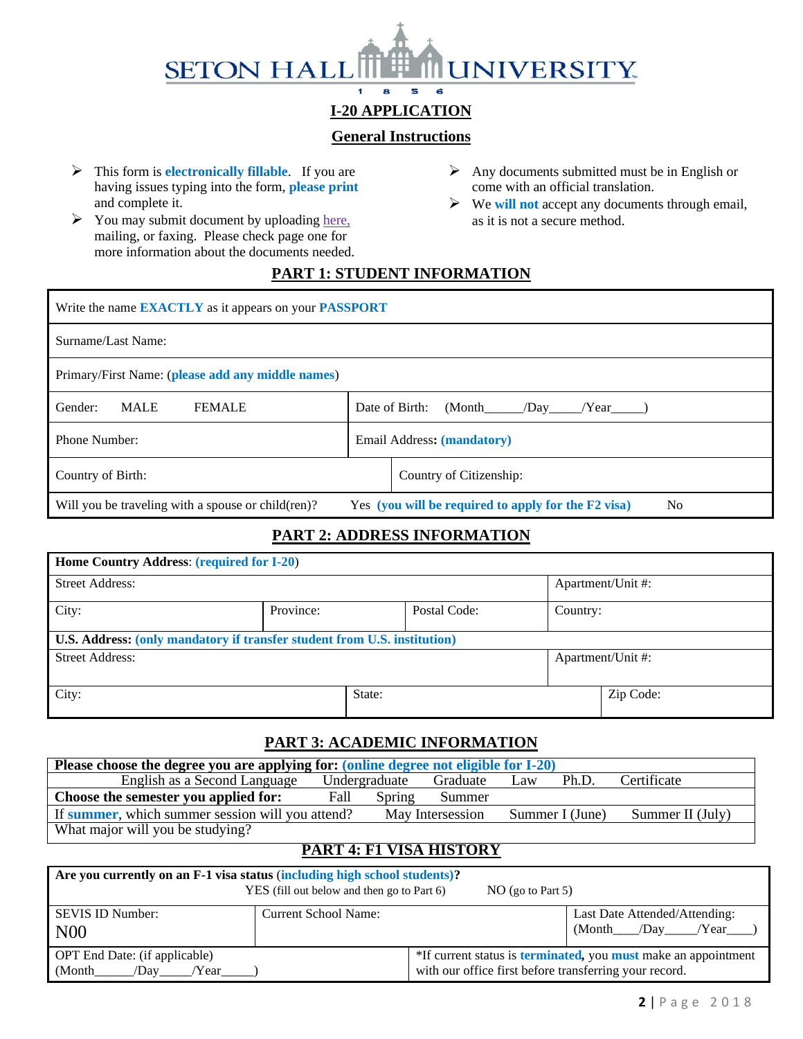# SETON HALL UNIVERSITY

## I-20 APPLICATION

### General Instructions

- This form is **electronically fillable**. If you are having issues typing into the form, **please print** and complete it.
- You may submit document by uploading here, mailing, or faxing. Please check page one for more information about the documents needed.
- Any documents submitted must be in English or come with an official translation.
- We **will not** accept any documents through email, as it is not a secure method.

## PART 1: STUDENT INFORMATION

| Write the name **EXACTLY** as it appears on your **PASSPORT** | |
|---|---|
| Surname/Last Name: | |
| Primary/First Name: (**please add any middle names**) | |
| Gender: MALE FEMALE | Date of Birth: (Month_____/Day____/Year_____) |
| Phone Number: | Email Address: **(mandatory)** |
| Country of Birth: | Country of Citizenship: |
| Will you be traveling with a spouse or child(ren)? | Yes (**you will be required to apply for the F2 visa**) No |

## PART 2: ADDRESS INFORMATION

| **Home Country Address**: (**required for I-20**) | | | |
|---|---|---|---|
| Street Address: | | | Apartment/Unit #: |
| City: | Province: | Postal Code: | Country: |
| **U.S. Address:** (**only mandatory if transfer student from U.S. institution**) | | | |
| Street Address: | | | Apartment/Unit #: |
| City: | State: | | Zip Code: |

## PART 3: ACADEMIC INFORMATION

| **Please choose the degree you are applying for:** (**online degree not eligible for I-20**) | | | | | |
|---|---|---|---|---|---|
| English as a Second Language | Undergraduate | Graduate | Law | Ph.D. | Certificate |
| **Choose the semester you applied for:** | Fall | Spring | Summer | | |
| If **summer**, which summer session will you attend? | May Intersession | Summer I (June) | Summer II (July) | | |
| What major will you be studying? | | | | | |

## PART 4: F1 VISA HISTORY

| **Are you currently on an F-1 visa status** (**including high school students**)**?** YES (fill out below and then go to Part 6) NO (go to Part 5) | | |
|---|---|---|
| SEVIS ID Number: N00 | Current School Name: | Last Date Attended/Attending: (Month___/Day____/Year___) |
| OPT End Date: (if applicable) (Month_____/Day____/Year_____) | *If current status is **terminated**, you **must** make an appointment with our office first before transferring your record. | |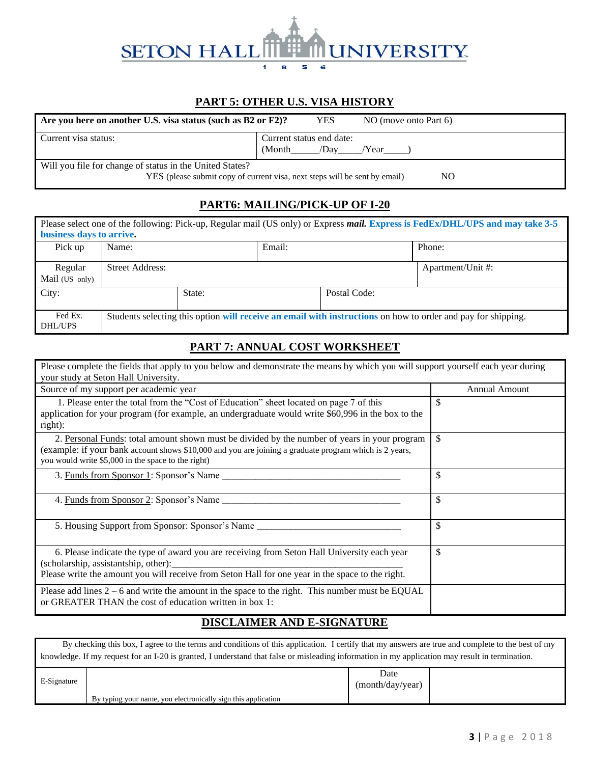SETON HALL UNIVERSITY
1856

## PART 5: OTHER U.S. VISA HISTORY

| **Are you here on another U.S. visa status (such as B2 or F2)?** YES NO (move onto Part 6) | |
|---|---|
| Current visa status: | Current status end date: (Month\_\_\_\_\_\_/Day\_\_\_\_\_/Year\_\_\_\_\_) |
| Will you file for change of status in the United States? YES (please submit copy of current visa, next steps will be sent by email) NO | |

## PART6: MAILING/PICK-UP OF I-20

Please select one of the following: Pick-up, Regular mail (US only) or Express ***mail.*** **Express is FedEx/DHL/UPS and may take 3-5 business days to arrive.**

| | | | |
|---|---|---|---|
| Pick up | Name: | Email: | Phone: |
| Regular Mail (US only) | Street Address: | | Apartment/Unit #: |
| City: | State: | Postal Code: | |
| Fed Ex. DHL/UPS | Students selecting this option **will receive an email with instructions** on how to order and pay for shipping. | | |

## PART 7: ANNUAL COST WORKSHEET

Please complete the fields that apply to you below and demonstrate the means by which you will support yourself each year during your study at Seton Hall University.

| Source of my support per academic year | Annual Amount |
|---|---|
| 1. Please enter the total from the "Cost of Education" sheet located on page 7 of this application for your program (for example, an undergraduate would write $60,996 in the box to the right): | $ |
| 2. Personal Funds: total amount shown must be divided by the number of years in your program (example: if your bank account shows $10,000 and you are joining a graduate program which is 2 years, you would write $5,000 in the space to the right) | $ |
| 3. Funds from Sponsor 1: Sponsor's Name \_\_\_\_\_\_\_\_\_\_\_\_\_\_\_\_\_\_\_\_\_\_\_\_\_\_\_\_\_\_\_\_\_\_\_\_\_ | $ |
| 4. Funds from Sponsor 2: Sponsor's Name \_\_\_\_\_\_\_\_\_\_\_\_\_\_\_\_\_\_\_\_\_\_\_\_\_\_\_\_\_\_\_\_\_\_\_\_\_ | $ |
| 5. Housing Support from Sponsor: Sponsor's Name \_\_\_\_\_\_\_\_\_\_\_\_\_\_\_\_\_\_\_\_\_\_\_\_\_\_\_\_\_\_ | $ |
| 6. Please indicate the type of award you are receiving from Seton Hall University each year (scholarship, assistantship, other):\_\_\_\_\_\_\_\_\_\_\_\_\_\_\_\_\_\_\_\_\_\_\_\_\_\_\_\_\_\_\_\_\_\_\_\_\_\_\_\_\_\_\_\_\_\_ Please write the amount you will receive from Seton Hall for one year in the space to the right. | $ |
| Please add lines 2 – 6 and write the amount in the space to the right. This number must be EQUAL or GREATER THAN the cost of education written in box 1: | |

## DISCLAIMER AND E-SIGNATURE

By checking this box, I agree to the terms and conditions of this application. I certify that my answers are true and complete to the best of my knowledge. If my request for an I-20 is granted, I understand that false or misleading information in my application may result in termination.

| E-Signature | By typing your name, you electronically sign this application | Date (month/day/year) | |
|---|---|---|---|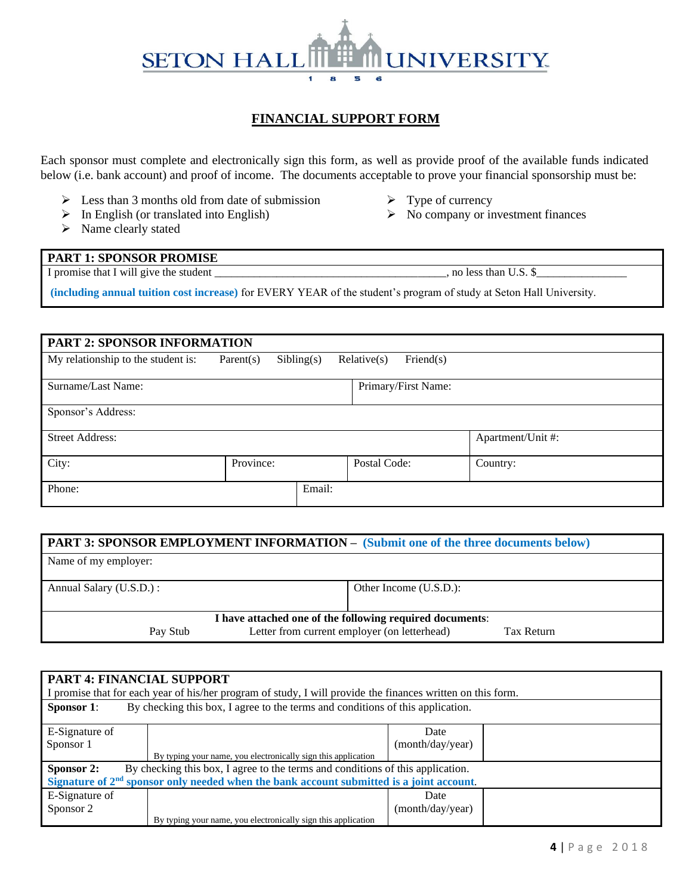SETON HALL UNIVERSITY
1856

# FINANCIAL SUPPORT FORM

Each sponsor must complete and electronically sign this form, as well as provide proof of the available funds indicated below (i.e. bank account) and proof of income. The documents acceptable to prove your financial sponsorship must be:

- Less than 3 months old from date of submission
- In English (or translated into English)
- Name clearly stated
- Type of currency
- No company or investment finances

| PART 1: SPONSOR PROMISE |
|---|
| I promise that I will give the student ________________________________________, no less than U.S. $________________ |
| **(including annual tuition cost increase)** for EVERY YEAR of the student's program of study at Seton Hall University. |

| PART 2: SPONSOR INFORMATION | | | |
|---|---|---|---|
| My relationship to the student is: Parent(s) Sibling(s) Relative(s) Friend(s) | | | |
| Surname/Last Name: | | Primary/First Name: | |
| Sponsor's Address: | | | |
| Street Address: | | | Apartment/Unit #: |
| City: | Province: | Postal Code: | Country: |
| Phone: | | Email: | |

| PART 3: SPONSOR EMPLOYMENT INFORMATION – **(Submit one of the three documents below)** | |
|---|---|
| Name of my employer: | |
| Annual Salary (U.S.D.) : | Other Income (U.S.D.): |
| **I have attached one of the following required documents**: Pay Stub Letter from current employer (on letterhead) Tax Return | |

| PART 4: FINANCIAL SUPPORT | | | |
|---|---|---|---|
| I promise that for each year of his/her program of study, I will provide the finances written on this form. | | | |
| **Sponsor 1**: By checking this box, I agree to the terms and conditions of this application. | | | |
| E-Signature of Sponsor 1 | By typing your name, you electronically sign this application | Date (month/day/year) | |
| **Sponsor 2**: By checking this box, I agree to the terms and conditions of this application. **Signature of 2nd sponsor only needed when the bank account submitted is a joint account**. | | | |
| E-Signature of Sponsor 2 | By typing your name, you electronically sign this application | Date (month/day/year) | |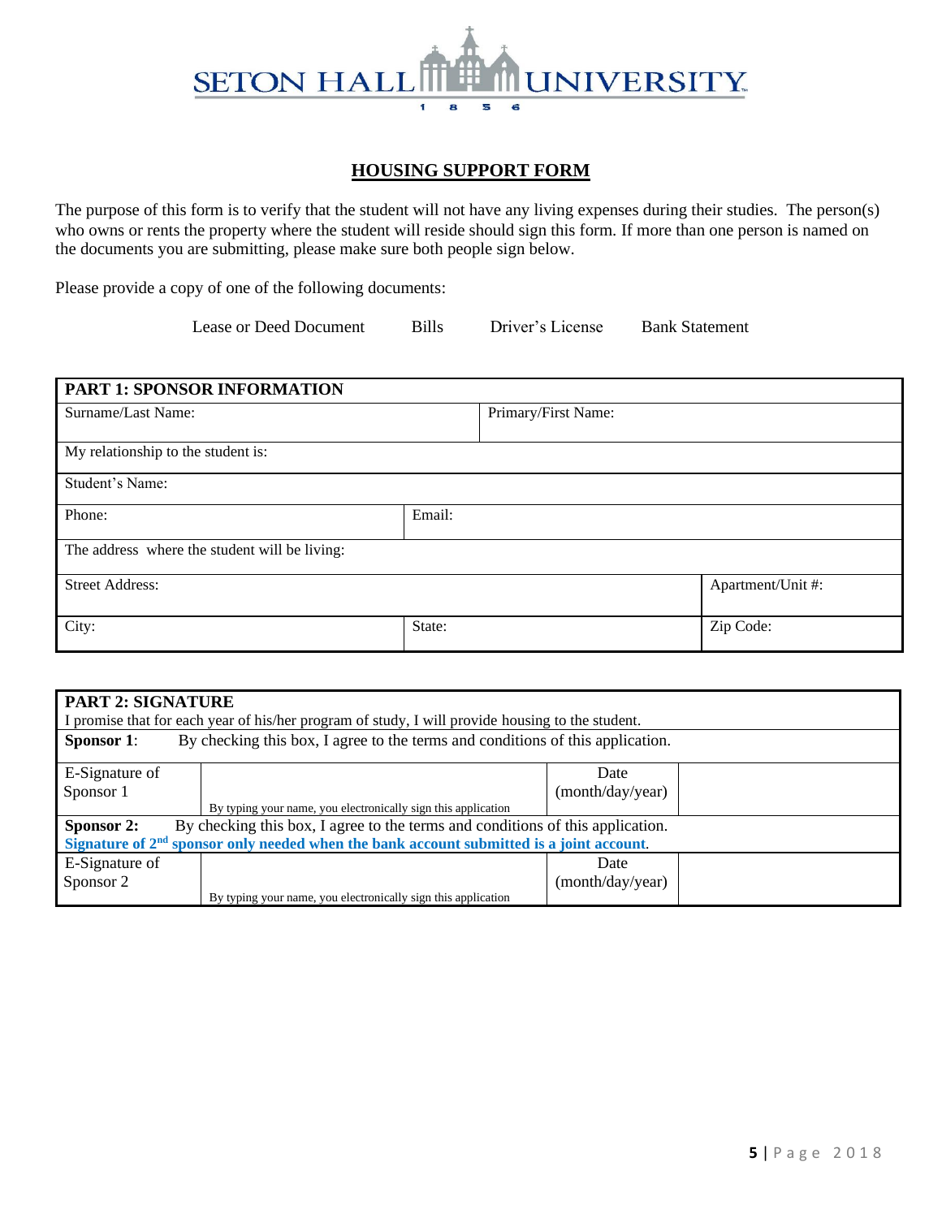SETON HALL UNIVERSITY
1856

## HOUSING SUPPORT FORM

The purpose of this form is to verify that the student will not have any living expenses during their studies. The person(s) who owns or rents the property where the student will reside should sign this form. If more than one person is named on the documents you are submitting, please make sure both people sign below.

Please provide a copy of one of the following documents:

Lease or Deed Document    Bills    Driver's License    Bank Statement

| **PART 1: SPONSOR INFORMATION** | | |
|---|---|---|
| Surname/Last Name: | Primary/First Name: | |
| My relationship to the student is: | | |
| Student's Name: | | |
| Phone: | Email: | |
| The address where the student will be living: | | |
| Street Address: | | Apartment/Unit #: |
| City: | State: | Zip Code: |

| **PART 2: SIGNATURE**<br>I promise that for each year of his/her program of study, I will provide housing to the student. | | | |
|---|---|---|---|
| **Sponsor 1**: By checking this box, I agree to the terms and conditions of this application. | | | |
| E-Signature of Sponsor 1 | By typing your name, you electronically sign this application | Date (month/day/year) | |
| **Sponsor 2:** By checking this box, I agree to the terms and conditions of this application.<br>**Signature of 2nd sponsor only needed when the bank account submitted is a joint account.** | | | |
| E-Signature of Sponsor 2 | By typing your name, you electronically sign this application | Date (month/day/year) | |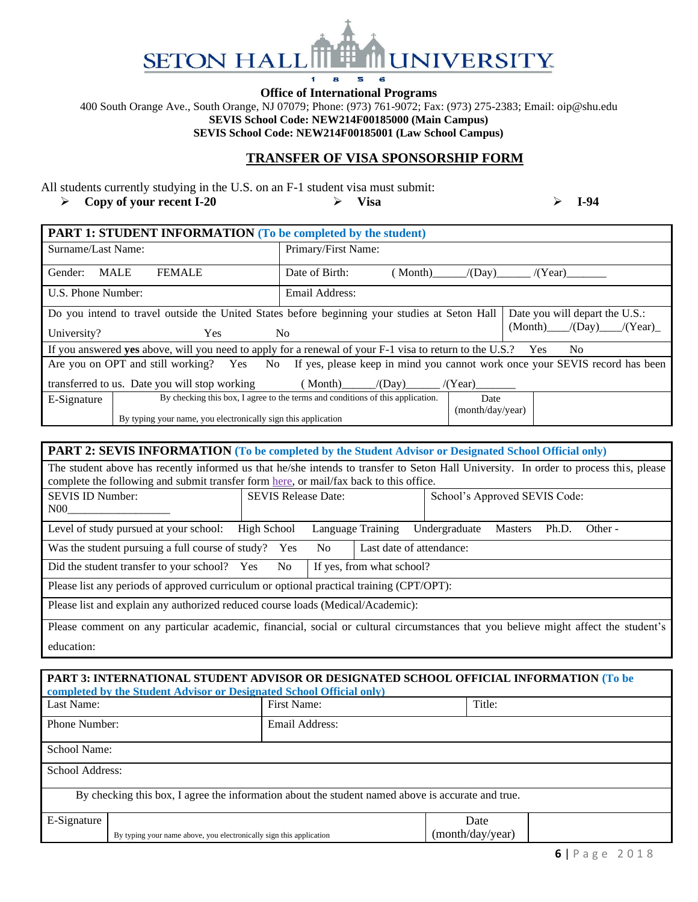# SETON HALL UNIVERSITY

1856

**Office of International Programs**

400 South Orange Ave., South Orange, NJ 07079; Phone: (973) 761-9072; Fax: (973) 275-2383; Email: oip@shu.edu

**SEVIS School Code: NEW214F00185000 (Main Campus)**

**SEVIS School Code: NEW214F00185001 (Law School Campus)**

## TRANSFER OF VISA SPONSORSHIP FORM

All students currently studying in the U.S. on an F-1 student visa must submit:

- **Copy of your recent I-20**
- **Visa**
- **I-94**

| **PART 1: STUDENT INFORMATION** (To be completed by the student) | | | |
|---|---|---|---|
| Surname/Last Name: | Primary/First Name: | | |
| Gender: MALE FEMALE | Date of Birth: ( Month)______/(Day)______ /(Year)_______ | | |
| U.S. Phone Number: | Email Address: | | |
| Do you intend to travel outside the United States before beginning your studies at Seton Hall University? Yes No | | Date you will depart the U.S.: (Month)____/(Day)____/(Year)_ | |
| If you answered **yes** above, will you need to apply for a renewal of your F-1 visa to return to the U.S.? Yes No | | | |
| Are you on OPT and still working? Yes No If yes, please keep in mind you cannot work once your SEVIS record has been transferred to us. Date you will stop working ( Month)______/(Day)______ /(Year)_______ | | | |
| E-Signature | By checking this box, I agree to the terms and conditions of this application. By typing your name, you electronically sign this application | Date (month/day/year) | |

| **PART 2: SEVIS INFORMATION** (To be completed by the Student Advisor or Designated School Official only) | | |
|---|---|---|
| The student above has recently informed us that he/she intends to transfer to Seton Hall University. In order to process this, please complete the following and submit transfer form here, or mail/fax back to this office. | | |
| SEVIS ID Number: N00_________________ | SEVIS Release Date: | School's Approved SEVIS Code: |
| Level of study pursued at your school: High School Language Training Undergraduate Masters Ph.D. Other - | | |
| Was the student pursuing a full course of study? Yes No | Last date of attendance: | |
| Did the student transfer to your school? Yes No | If yes, from what school? | |
| Please list any periods of approved curriculum or optional practical training (CPT/OPT): | | |
| Please list and explain any authorized reduced course loads (Medical/Academic): | | |
| Please comment on any particular academic, financial, social or cultural circumstances that you believe might affect the student's education: | | |

| **PART 3: INTERNATIONAL STUDENT ADVISOR OR DESIGNATED SCHOOL OFFICIAL INFORMATION** (To be completed by the Student Advisor or Designated School Official only) | | | |
|---|---|---|---|
| Last Name: | First Name: | Title: | |
| Phone Number: | Email Address: | | |
| School Name: | | | |
| School Address: | | | |
| By checking this box, I agree the information about the student named above is accurate and true. | | | |
| E-Signature | By typing your name above, you electronically sign this application | Date (month/day/year) | |

2018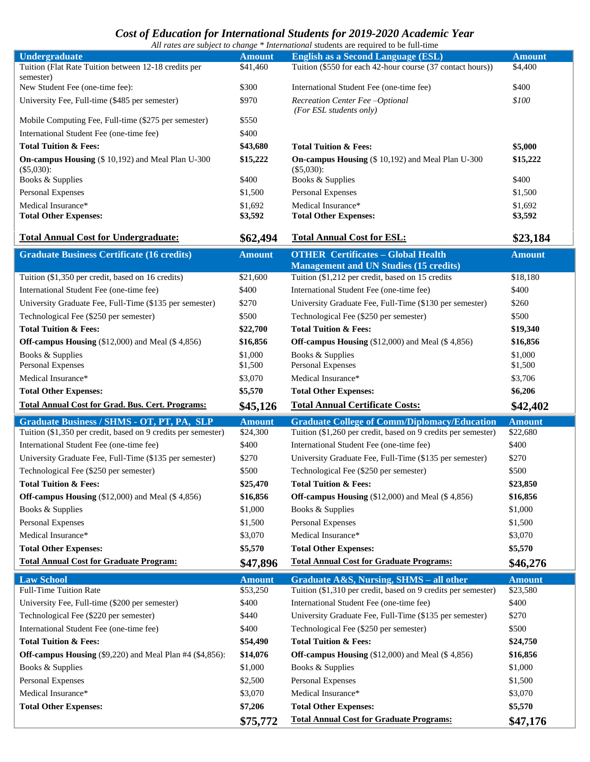# *Cost of Education for International Students for 2019-2020 Academic Year*

*All rates are subject to change * International students are required to be full-time*

| Undergraduate | Amount | English as a Second Language (ESL) | Amount |
|---|---|---|---|
| Tuition (Flat Rate Tuition between 12-18 credits per semester) | $41,460 | Tuition ($550 for each 42-hour course (37 contact hours)) | $4,400 |
| New Student Fee (one-time fee): | $300 | International Student Fee (one-time fee) | $400 |
| University Fee, Full-time ($485 per semester) | $970 | *Recreation Center Fee –Optional (For ESL students only)* | *$100* |
| Mobile Computing Fee, Full-time ($275 per semester) | $550 | | |
| International Student Fee (one-time fee) | $400 | | |
| **Total Tuition & Fees:** | **$43,680** | **Total Tuition & Fees:** | **$5,000** |
| **On-campus Housing** ($ 10,192) and Meal Plan U-300 ($5,030): | **$15,222** | **On-campus Housing** ($ 10,192) and Meal Plan U-300 ($5,030): | **$15,222** |
| Books & Supplies | $400 | Books & Supplies | $400 |
| Personal Expenses | $1,500 | Personal Expenses | $1,500 |
| Medical Insurance* | $1,692 | Medical Insurance* | $1,692 |
| **Total Other Expenses:** | **$3,592** | **Total Other Expenses:** | **$3,592** |
| **Total Annual Cost for Undergraduate:** | **$62,494** | **Total Annual Cost for ESL:** | **$23,184** |

| Graduate Business Certificate (16 credits) | Amount | OTHER Certificates – Global Health Management and UN Studies (15 credits) | Amount |
|---|---|---|---|
| Tuition ($1,350 per credit, based on 16 credits) | $21,600 | Tuition ($1,212 per credit, based on 15 credits | $18,180 |
| International Student Fee (one-time fee) | $400 | International Student Fee (one-time fee) | $400 |
| University Graduate Fee, Full-Time ($135 per semester) | $270 | University Graduate Fee, Full-Time ($130 per semester) | $260 |
| Technological Fee ($250 per semester) | $500 | Technological Fee ($250 per semester) | $500 |
| **Total Tuition & Fees:** | **$22,700** | **Total Tuition & Fees:** | **$19,340** |
| **Off-campus Housing** ($12,000) and Meal ($ 4,856) | **$16,856** | **Off-campus Housing** ($12,000) and Meal ($ 4,856) | **$16,856** |
| Books & Supplies | $1,000 | Books & Supplies | $1,000 |
| Personal Expenses | $1,500 | Personal Expenses | $1,500 |
| Medical Insurance* | $3,070 | Medical Insurance* | $3,706 |
| **Total Other Expenses:** | **$5,570** | **Total Other Expenses:** | **$6,206** |
| **Total Annual Cost for Grad. Bus. Cert. Programs:** | **$45,126** | **Total Annual Certificate Costs:** | **$42,402** |

| Graduate Business / SHMS - OT, PT, PA, SLP | Amount | Graduate College of Comm/Diplomacy/Education | Amount |
|---|---|---|---|
| Tuition ($1,350 per credit, based on 9 credits per semester) | $24,300 | Tuition ($1,260 per credit, based on 9 credits per semester) | $22,680 |
| International Student Fee (one-time fee) | $400 | International Student Fee (one-time fee) | $400 |
| University Graduate Fee, Full-Time ($135 per semester) | $270 | University Graduate Fee, Full-Time ($135 per semester) | $270 |
| Technological Fee ($250 per semester) | $500 | Technological Fee ($250 per semester) | $500 |
| **Total Tuition & Fees:** | **$25,470** | **Total Tuition & Fees:** | **$23,850** |
| **Off-campus Housing** ($12,000) and Meal ($ 4,856) | **$16,856** | **Off-campus Housing** ($12,000) and Meal ($ 4,856) | **$16,856** |
| Books & Supplies | $1,000 | Books & Supplies | $1,000 |
| Personal Expenses | $1,500 | Personal Expenses | $1,500 |
| Medical Insurance* | $3,070 | Medical Insurance* | $3,070 |
| **Total Other Expenses:** | **$5,570** | **Total Other Expenses:** | **$5,570** |
| **Total Annual Cost for Graduate Program:** | **$47,896** | **Total Annual Cost for Graduate Programs:** | **$46,276** |

| Law School | Amount | Graduate A&S, Nursing, SHMS – all other | Amount |
|---|---|---|---|
| Full-Time Tuition Rate | $53,250 | Tuition ($1,310 per credit, based on 9 credits per semester) | $23,580 |
| University Fee, Full-time ($200 per semester) | $400 | International Student Fee (one-time fee) | $400 |
| Technological Fee ($220 per semester) | $440 | University Graduate Fee, Full-Time ($135 per semester) | $270 |
| International Student Fee (one-time fee) | $400 | Technological Fee ($250 per semester) | $500 |
| **Total Tuition & Fees:** | **$54,490** | **Total Tuition & Fees:** | **$24,750** |
| **Off-campus Housing** ($9,220) and Meal Plan #4 ($4,856): | **$14,076** | **Off-campus Housing** ($12,000) and Meal ($ 4,856) | **$16,856** |
| Books & Supplies | $1,000 | Books & Supplies | $1,000 |
| Personal Expenses | $2,500 | Personal Expenses | $1,500 |
| Medical Insurance* | $3,070 | Medical Insurance* | $3,070 |
| **Total Other Expenses:** | **$7,206** | **Total Other Expenses:** | **$5,570** |
| | **$75,772** | **Total Annual Cost for Graduate Programs:** | **$47,176** |